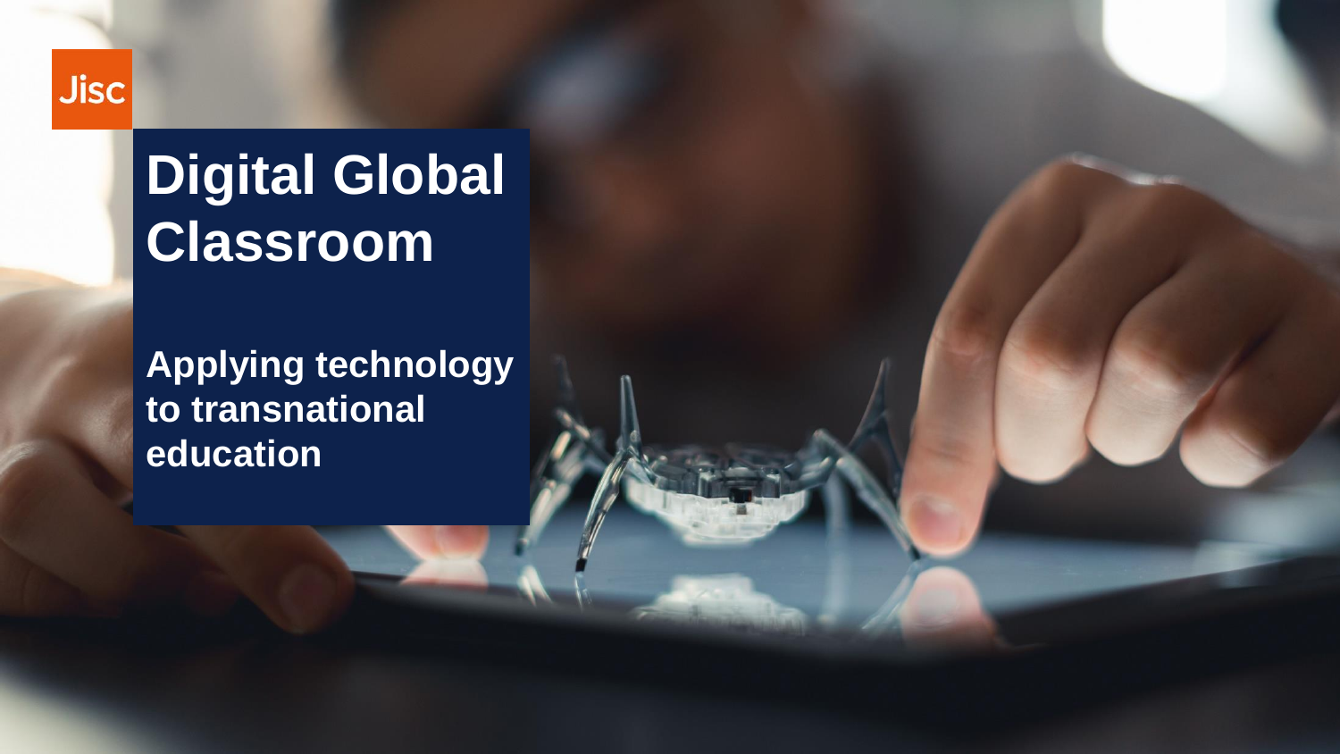Jisc

# Digital Global Classroom

**Applying technology to transnational education**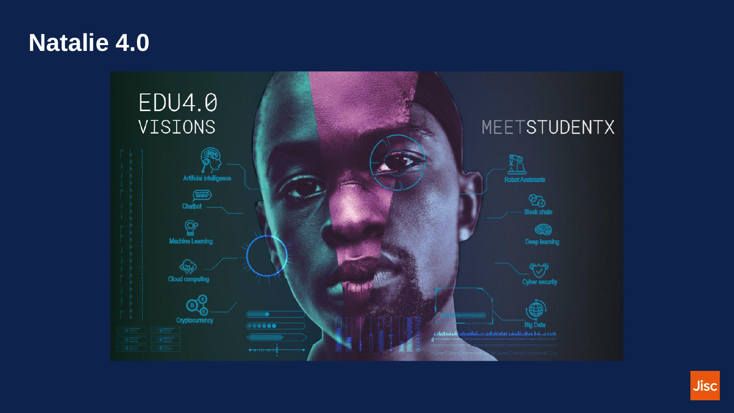# Natalie 4.0

EDU4.0
VISIONS

MEETSTUDENTX

Artificial intelligence

Chatbot

Machine Learning

Cloud computing

Cryptocurrency

Robot Assistants

Block chain

Deep learning

Cyber security

Big Data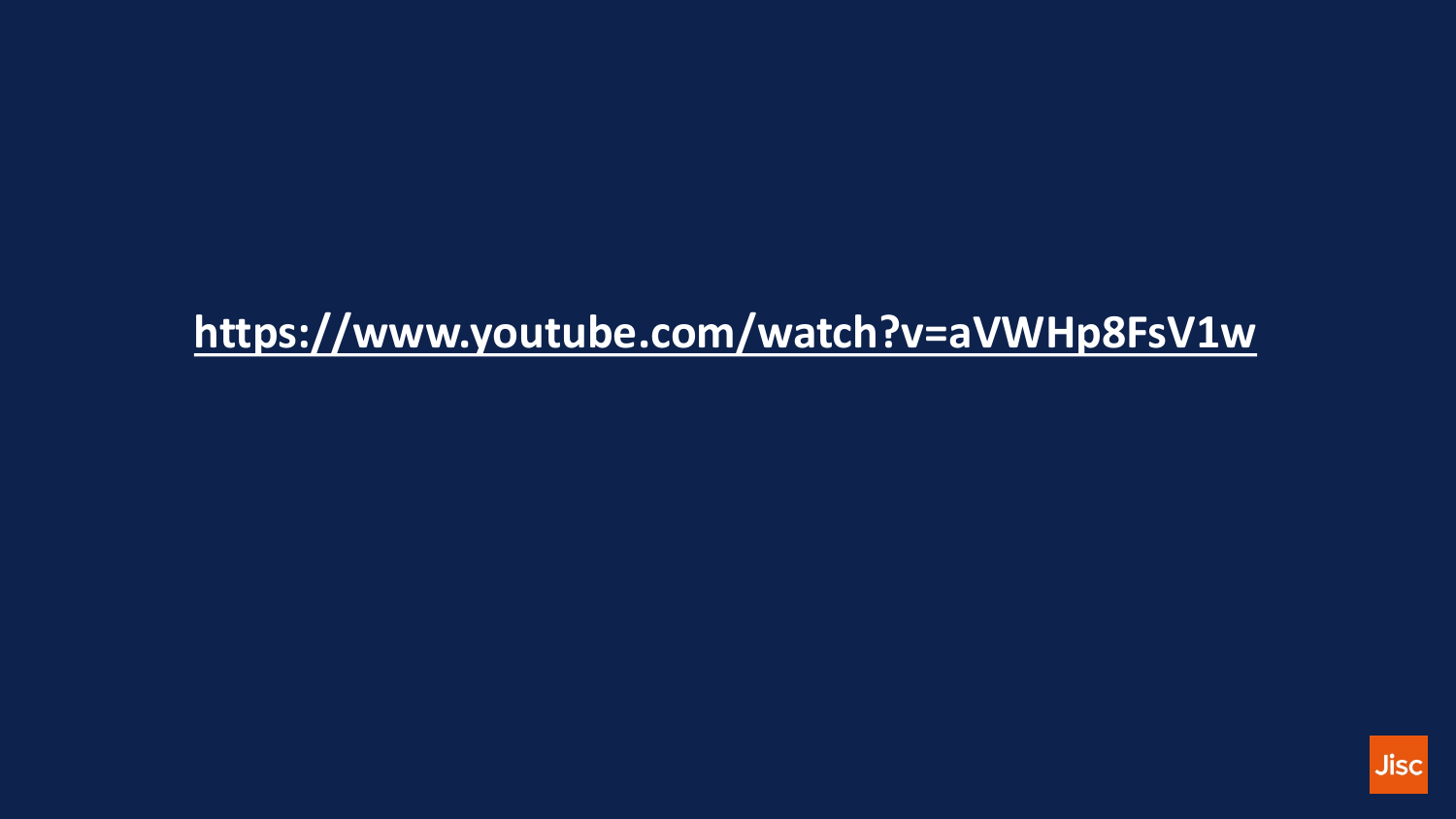https://www.youtube.com/watch?v=aVWHp8FsV1w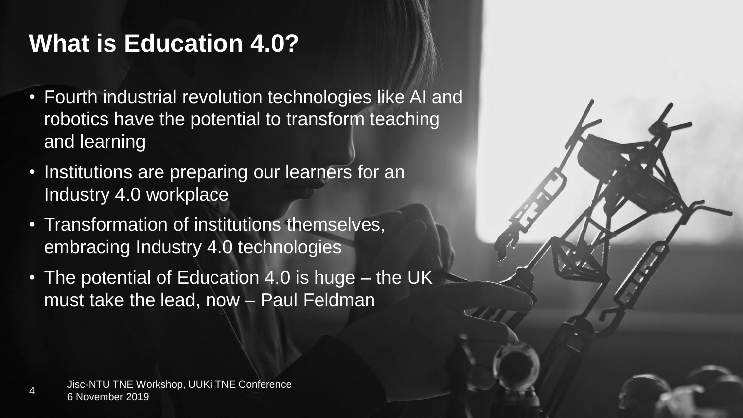# What is Education 4.0?

- Fourth industrial revolution technologies like AI and robotics have the potential to transform teaching and learning
- Institutions are preparing our learners for an Industry 4.0 workplace
- Transformation of institutions themselves, embracing Industry 4.0 technologies
- The potential of Education 4.0 is huge – the UK must take the lead, now – Paul Feldman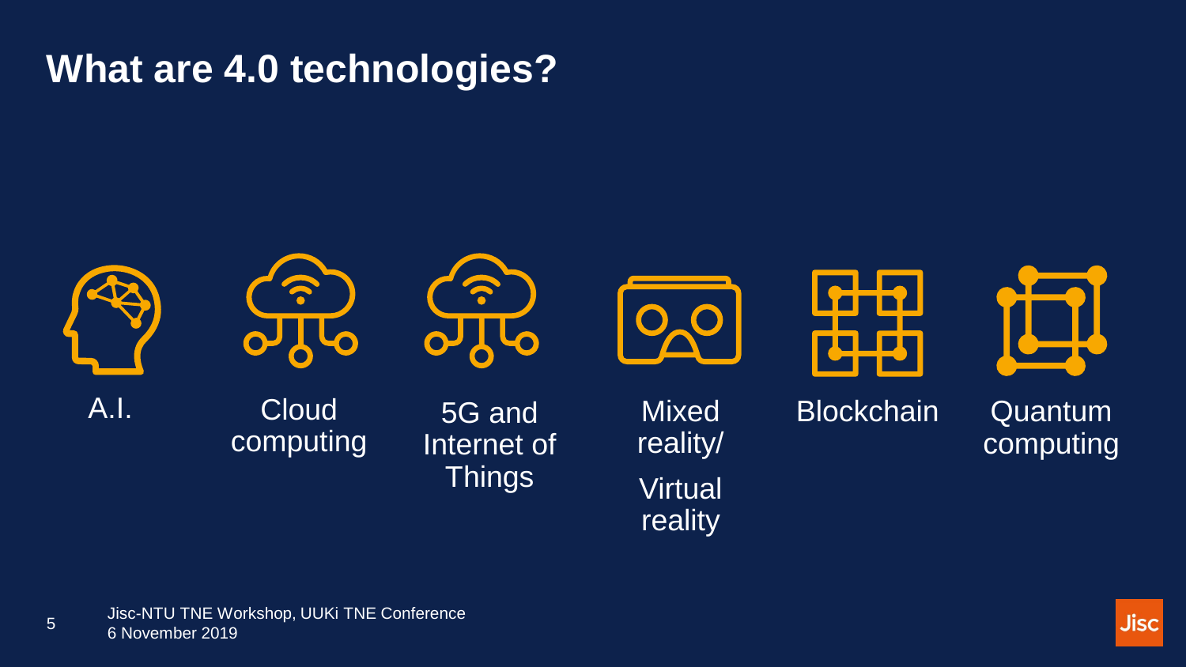# What are 4.0 technologies?

- A.I.
- Cloud computing
- 5G and Internet of Things
- Mixed reality/ Virtual reality
- Blockchain
- Quantum computing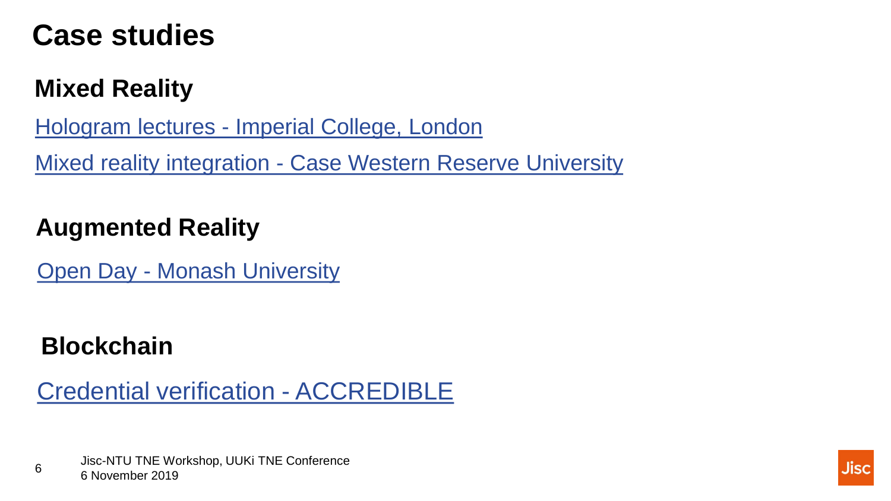# Case studies

## Mixed Reality

Hologram lectures - Imperial College, London

Mixed reality integration - Case Western Reserve University

## Augmented Reality

Open Day - Monash University

## Blockchain

Credential verification - ACCREDIBLE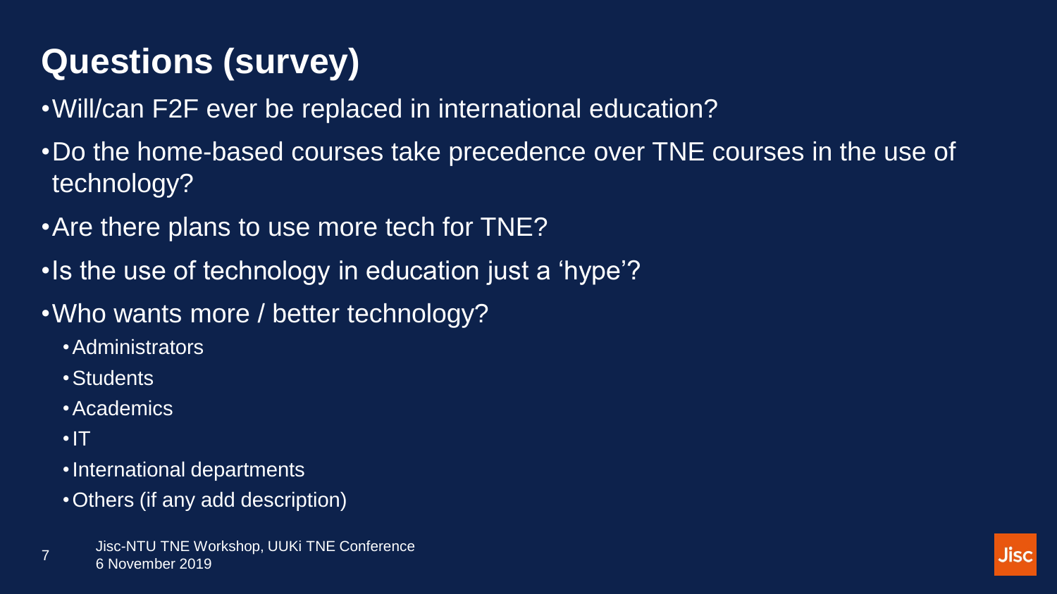# Questions (survey)

- Will/can F2F ever be replaced in international education?
- Do the home-based courses take precedence over TNE courses in the use of technology?
- Are there plans to use more tech for TNE?
- Is the use of technology in education just a 'hype'?
- Who wants more / better technology?
  - Administrators
  - Students
  - Academics
  - IT
  - International departments
  - Others (if any add description)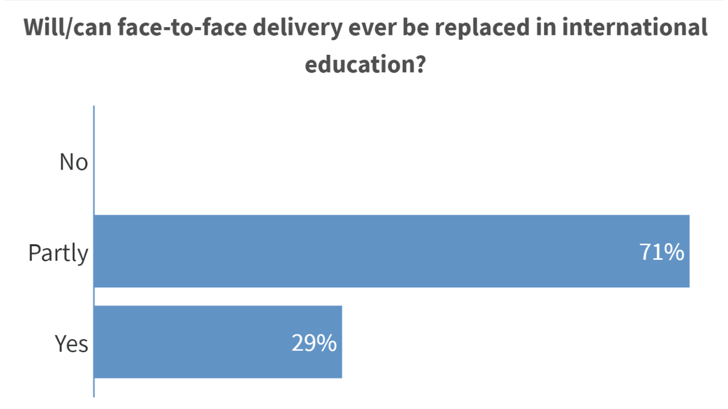## Will/can face-to-face delivery ever be replaced in international education?

| Response | Percentage |
| --- | --- |
| No | |
| Partly | 71% |
| Yes | 29% |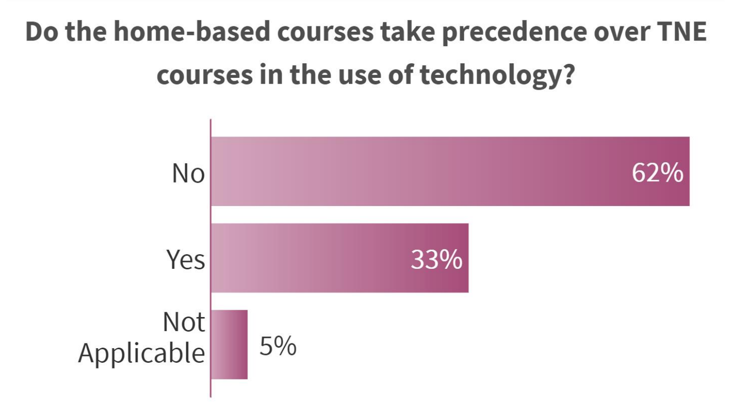## Do the home-based courses take precedence over TNE courses in the use of technology?

| Response | Percentage |
| --- | --- |
| No | 62% |
| Yes | 33% |
| Not Applicable | 5% |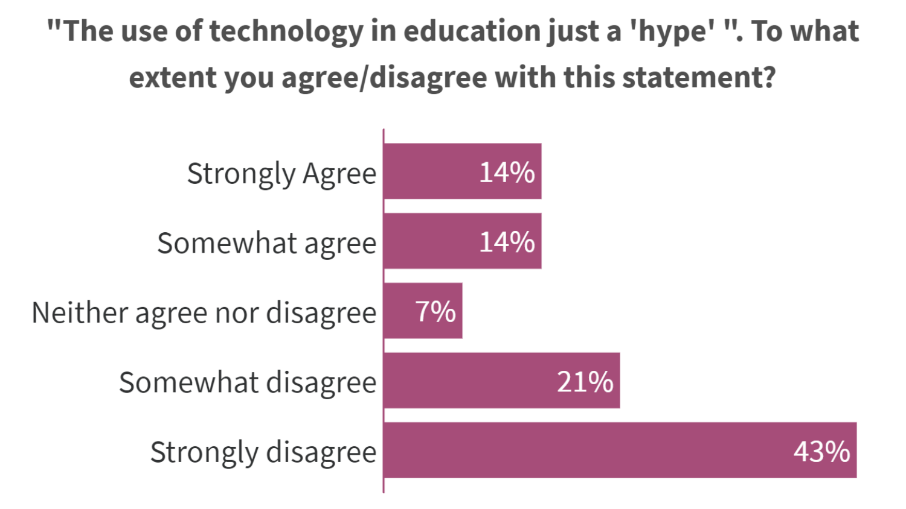## "The use of technology in education just a 'hype' ". To what extent you agree/disagree with this statement?

| Response | Percentage |
| --- | --- |
| Strongly Agree | 14% |
| Somewhat agree | 14% |
| Neither agree nor disagree | 7% |
| Somewhat disagree | 21% |
| Strongly disagree | 43% |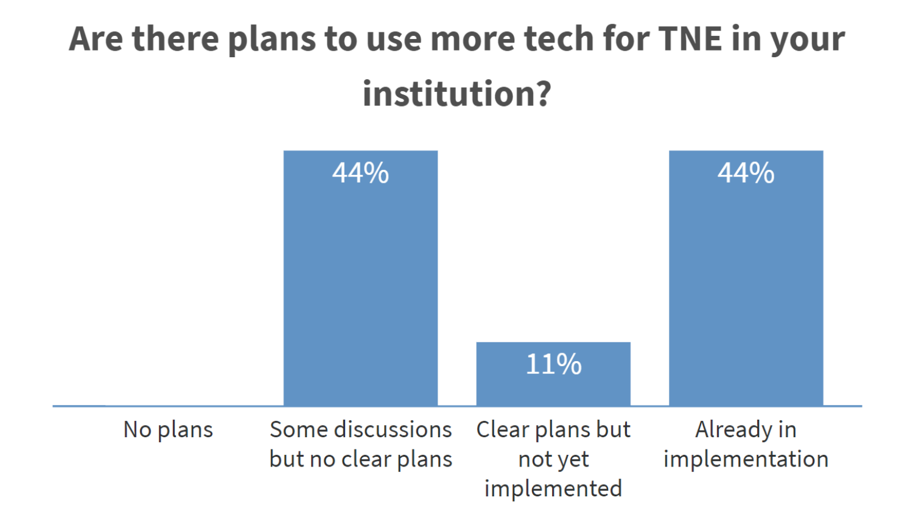## Are there plans to use more tech for TNE in your institution?

| Response | Percentage |
| --- | --- |
| No plans | |
| Some discussions but no clear plans | 44% |
| Clear plans but not yet implemented | 11% |
| Already in implementation | 44% |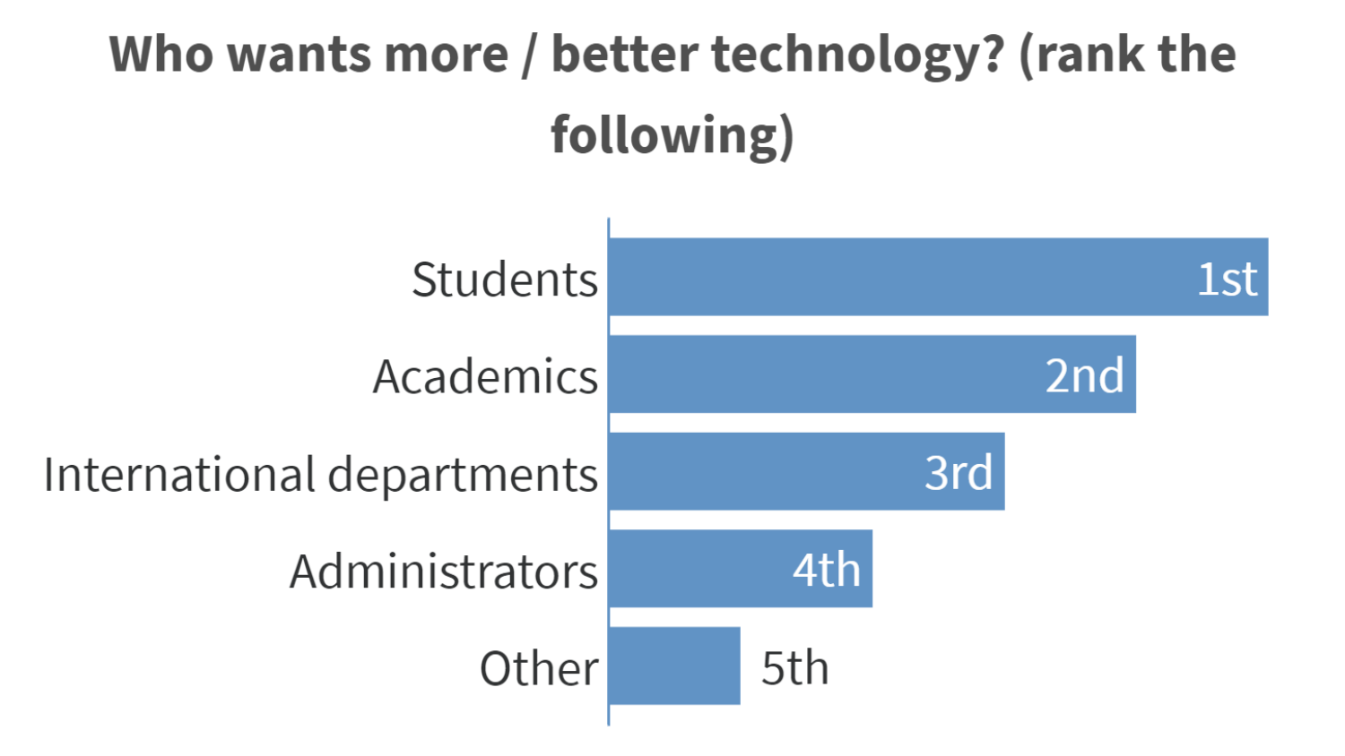## Who wants more / better technology? (rank the following)

| Group | Rank |
| --- | --- |
| Students | 1st |
| Academics | 2nd |
| International departments | 3rd |
| Administrators | 4th |
| Other | 5th |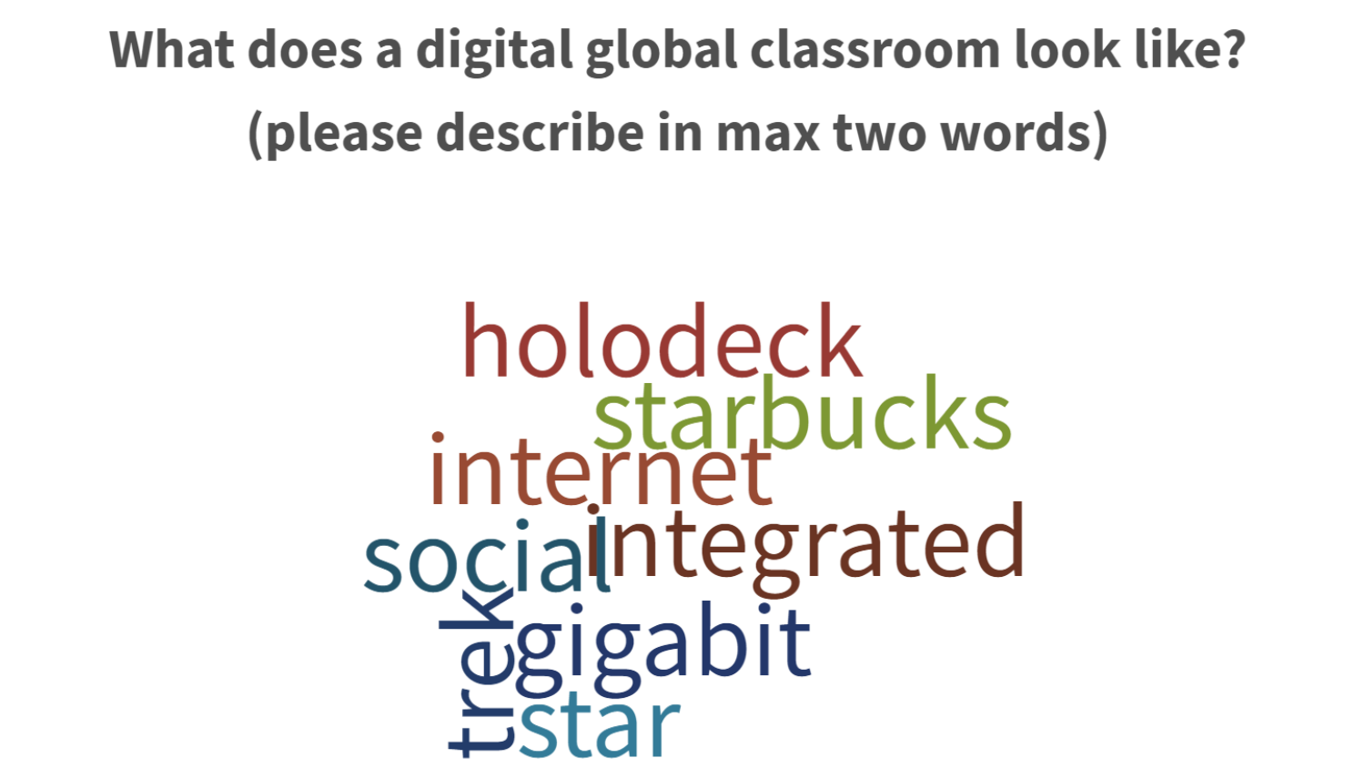# What does a digital global classroom look like? (please describe in max two words)

holodeck

starbucks

internet

social

integrated

trek

gigabit

star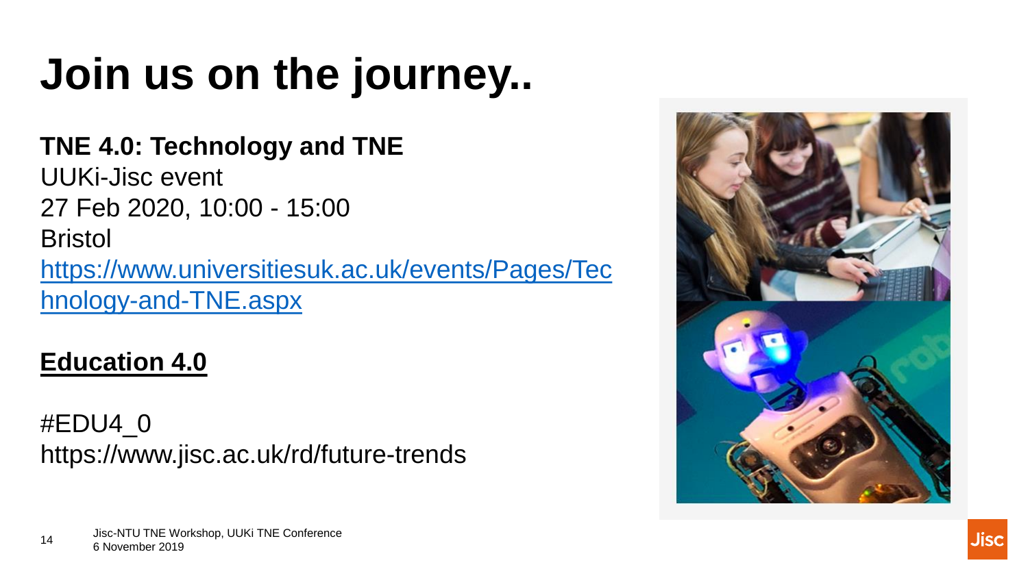# Join us on the journey..

**TNE 4.0: Technology and TNE**
UUKi-Jisc event
27 Feb 2020, 10:00 - 15:00
Bristol
[https://www.universitiesuk.ac.uk/events/Pages/Technology-and-TNE.aspx](https://www.universitiesuk.ac.uk/events/Pages/Technology-and-TNE.aspx)

**Education 4.0**

#EDU4_0
https://www.jisc.ac.uk/rd/future-trends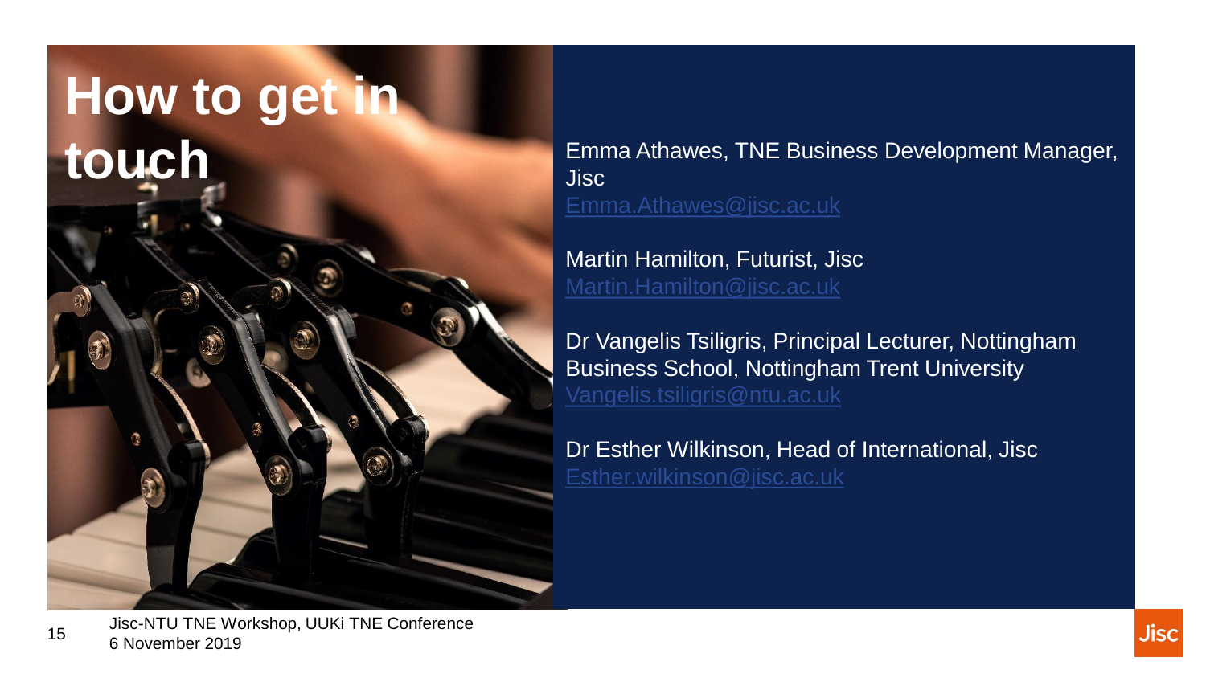# How to get in touch

Emma Athawes, TNE Business Development Manager, Jisc
Emma.Athawes@jisc.ac.uk

Martin Hamilton, Futurist, Jisc
Martin.Hamilton@jisc.ac.uk

Dr Vangelis Tsiligris, Principal Lecturer, Nottingham Business School, Nottingham Trent University
Vangelis.tsiligris@ntu.ac.uk

Dr Esther Wilkinson, Head of International, Jisc
Esther.wilkinson@jisc.ac.uk